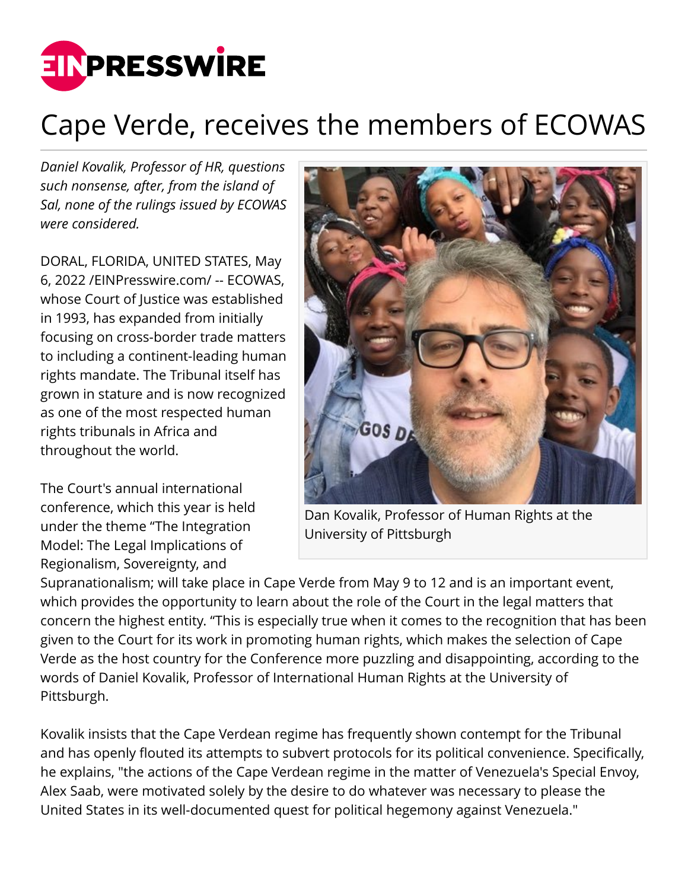# Cape Verde, receives the members of ECOWAS

*Daniel Kovalik, Professor of HR, questions such nonsense, after, from the island of Sal, none of the rulings issued by ECOWAS were considered.*

DORAL, FLORIDA, UNITED STATES, May 6, 2022 /EINPresswire.com/ -- ECOWAS, whose Court of Justice was established in 1993, has expanded from initially focusing on cross-border trade matters to including a continent-leading human rights mandate. The Tribunal itself has grown in stature and is now recognized as one of the most respected human rights tribunals in Africa and throughout the world.

Dan Kovalik, Professor of Human Rights at the University of Pittsburgh

The Court's annual international conference, which this year is held under the theme "The Integration Model: The Legal Implications of Regionalism, Sovereignty, and Supranationalism; will take place in Cape Verde from May 9 to 12 and is an important event, which provides the opportunity to learn about the role of the Court in the legal matters that concern the highest entity. "This is especially true when it comes to the recognition that has been given to the Court for its work in promoting human rights, which makes the selection of Cape Verde as the host country for the Conference more puzzling and disappointing, according to the words of Daniel Kovalik, Professor of International Human Rights at the University of Pittsburgh.

Kovalik insists that the Cape Verdean regime has frequently shown contempt for the Tribunal and has openly flouted its attempts to subvert protocols for its political convenience. Specifically, he explains, "the actions of the Cape Verdean regime in the matter of Venezuela's Special Envoy, Alex Saab, were motivated solely by the desire to do whatever was necessary to please the United States in its well-documented quest for political hegemony against Venezuela."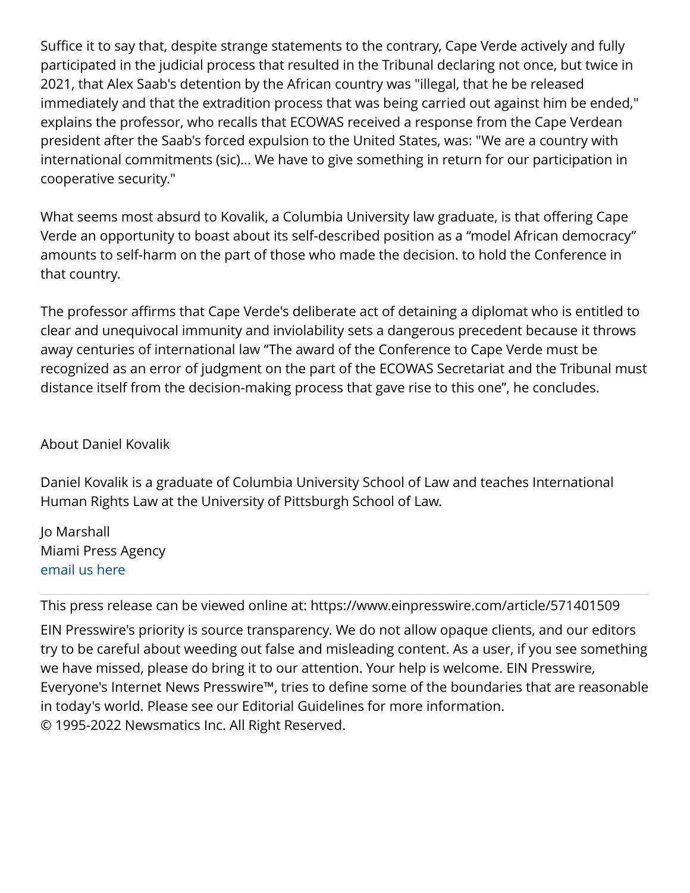Suffice it to say that, despite strange statements to the contrary, Cape Verde actively and fully participated in the judicial process that resulted in the Tribunal declaring not once, but twice in 2021, that Alex Saab's detention by the African country was "illegal, that he be released immediately and that the extradition process that was being carried out against him be ended," explains the professor, who recalls that ECOWAS received a response from the Cape Verdean president after the Saab's forced expulsion to the United States, was: "We are a country with international commitments (sic)... We have to give something in return for our participation in cooperative security."

What seems most absurd to Kovalik, a Columbia University law graduate, is that offering Cape Verde an opportunity to boast about its self-described position as a “model African democracy” amounts to self-harm on the part of those who made the decision. to hold the Conference in that country.

The professor affirms that Cape Verde's deliberate act of detaining a diplomat who is entitled to clear and unequivocal immunity and inviolability sets a dangerous precedent because it throws away centuries of international law “The award of the Conference to Cape Verde must be recognized as an error of judgment on the part of the ECOWAS Secretariat and the Tribunal must distance itself from the decision-making process that gave rise to this one”, he concludes.

About Daniel Kovalik

Daniel Kovalik is a graduate of Columbia University School of Law and teaches International Human Rights Law at the University of Pittsburgh School of Law.

Jo Marshall
Miami Press Agency
email us here

---

This press release can be viewed online at: https://www.einpresswire.com/article/571401509

EIN Presswire's priority is source transparency. We do not allow opaque clients, and our editors try to be careful about weeding out false and misleading content. As a user, if you see something we have missed, please do bring it to our attention. Your help is welcome. EIN Presswire, Everyone's Internet News Presswire™, tries to define some of the boundaries that are reasonable in today's world. Please see our Editorial Guidelines for more information.
© 1995-2022 Newsmatics Inc. All Right Reserved.